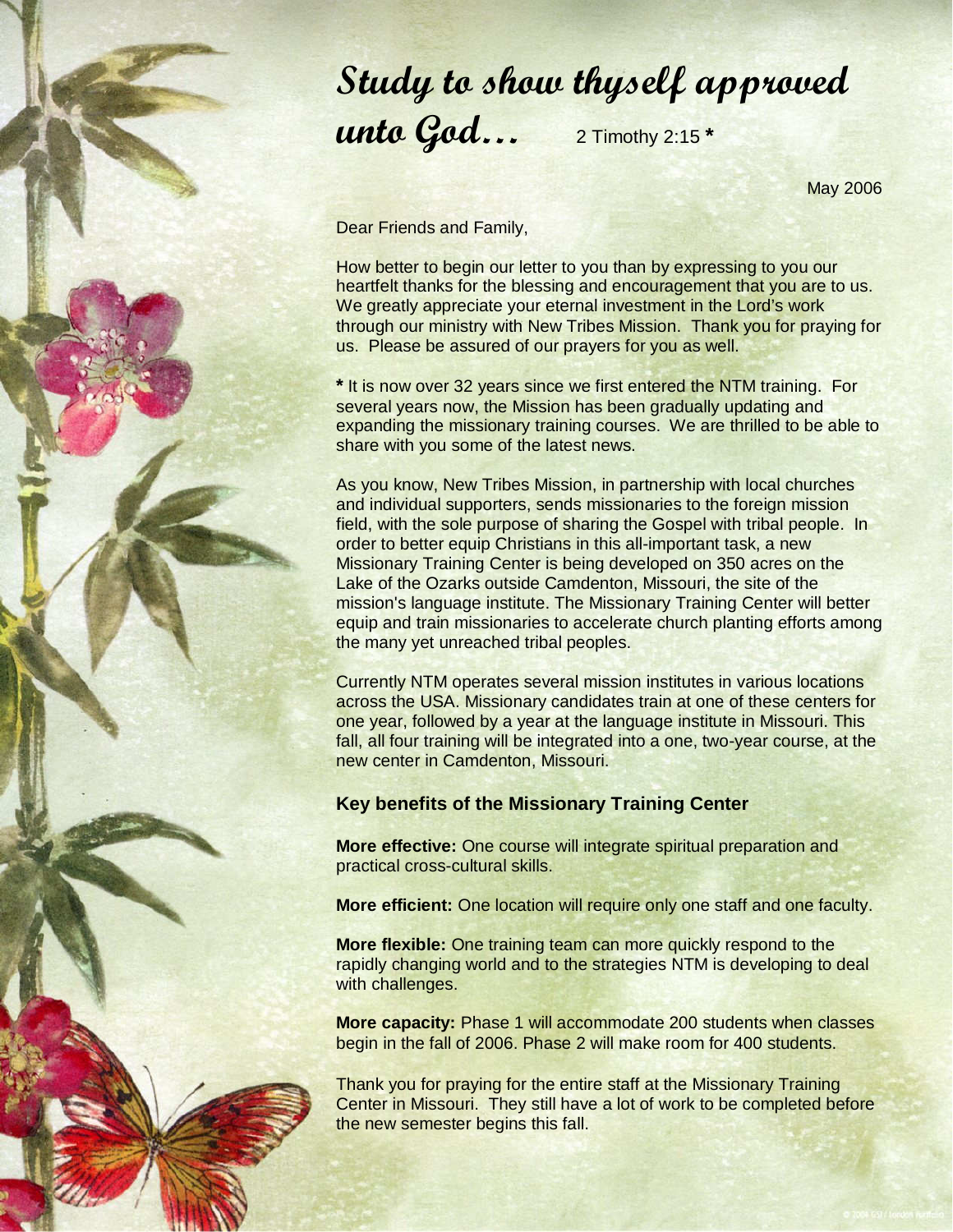# Study to show thyself approved unto God... 2 Timothy 2:15 *

May 2006

Dear Friends and Family,

How better to begin our letter to you than by expressing to you our heartfelt thanks for the blessing and encouragement that you are to us. We greatly appreciate your eternal investment in the Lord's work through our ministry with New Tribes Mission. Thank you for praying for us. Please be assured of our prayers for you as well.

**\*** It is now over 32 years since we first entered the NTM training. For several years now, the Mission has been gradually updating and expanding the missionary training courses. We are thrilled to be able to share with you some of the latest news.

As you know, New Tribes Mission, in partnership with local churches and individual supporters, sends missionaries to the foreign mission field, with the sole purpose of sharing the Gospel with tribal people. In order to better equip Christians in this all-important task, a new Missionary Training Center is being developed on 350 acres on the Lake of the Ozarks outside Camdenton, Missouri, the site of the mission's language institute. The Missionary Training Center will better equip and train missionaries to accelerate church planting efforts among the many yet unreached tribal peoples.

Currently NTM operates several mission institutes in various locations across the USA. Missionary candidates train at one of these centers for one year, followed by a year at the language institute in Missouri. This fall, all four training will be integrated into a one, two-year course, at the new center in Camdenton, Missouri.

### Key benefits of the Missionary Training Center

**More effective:** One course will integrate spiritual preparation and practical cross-cultural skills.

**More efficient:** One location will require only one staff and one faculty.

**More flexible:** One training team can more quickly respond to the rapidly changing world and to the strategies NTM is developing to deal with challenges.

**More capacity:** Phase 1 will accommodate 200 students when classes begin in the fall of 2006. Phase 2 will make room for 400 students.

Thank you for praying for the entire staff at the Missionary Training Center in Missouri. They still have a lot of work to be completed before the new semester begins this fall.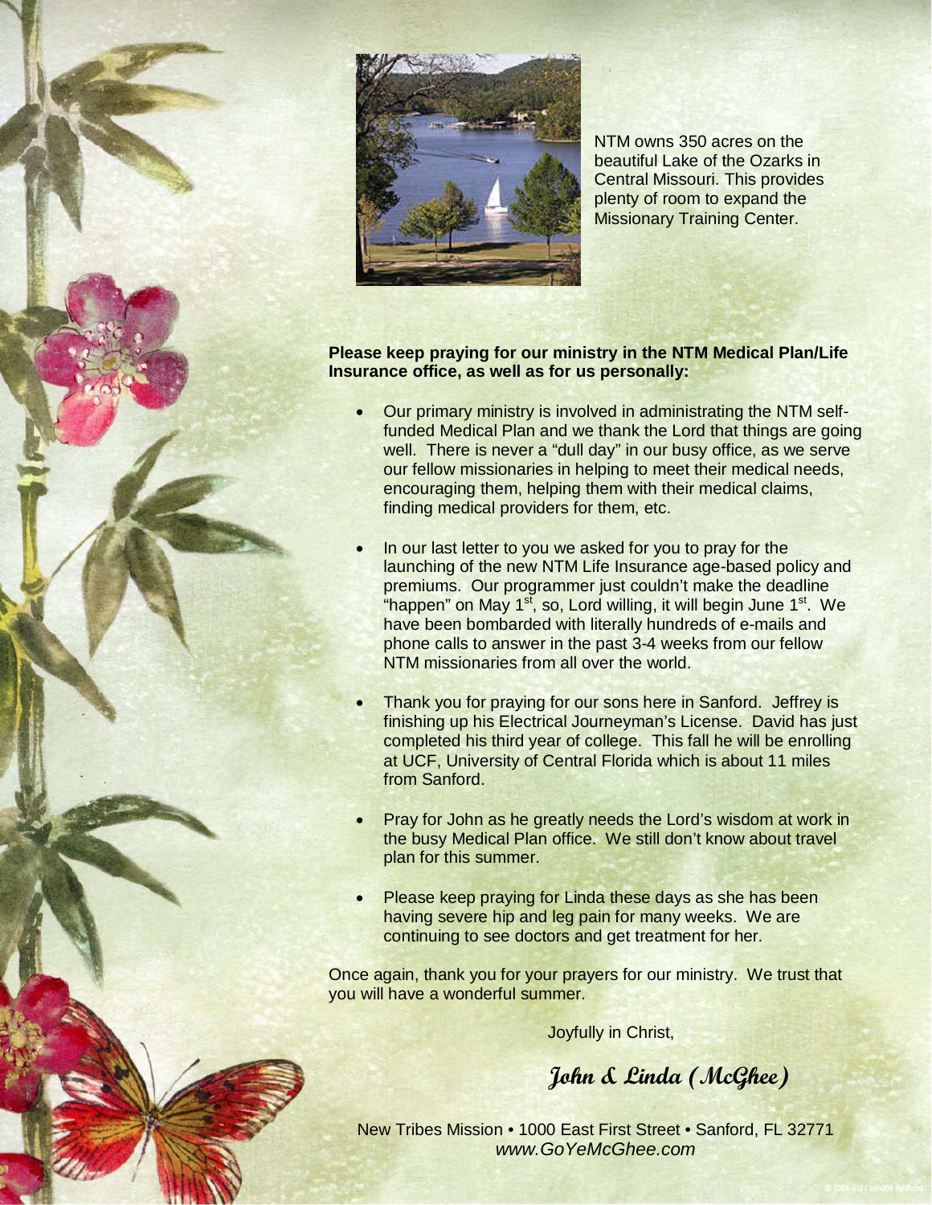NTM owns 350 acres on the beautiful Lake of the Ozarks in Central Missouri. This provides plenty of room to expand the Missionary Training Center.

**Please keep praying for our ministry in the NTM Medical Plan/Life Insurance office, as well as for us personally:**

- Our primary ministry is involved in administrating the NTM self-funded Medical Plan and we thank the Lord that things are going well. There is never a "dull day" in our busy office, as we serve our fellow missionaries in helping to meet their medical needs, encouraging them, helping them with their medical claims, finding medical providers for them, etc.

- In our last letter to you we asked for you to pray for the launching of the new NTM Life Insurance age-based policy and premiums. Our programmer just couldn't make the deadline "happen" on May 1st, so, Lord willing, it will begin June 1st. We have been bombarded with literally hundreds of e-mails and phone calls to answer in the past 3-4 weeks from our fellow NTM missionaries from all over the world.

- Thank you for praying for our sons here in Sanford. Jeffrey is finishing up his Electrical Journeyman's License. David has just completed his third year of college. This fall he will be enrolling at UCF, University of Central Florida which is about 11 miles from Sanford.

- Pray for John as he greatly needs the Lord's wisdom at work in the busy Medical Plan office. We still don't know about travel plan for this summer.

- Please keep praying for Linda these days as she has been having severe hip and leg pain for many weeks. We are continuing to see doctors and get treatment for her.

Once again, thank you for your prayers for our ministry. We trust that you will have a wonderful summer.

Joyfully in Christ,

**John & Linda (McGhee)**

New Tribes Mission • 1000 East First Street • Sanford, FL 32771
*www.GoYeMcGhee.com*